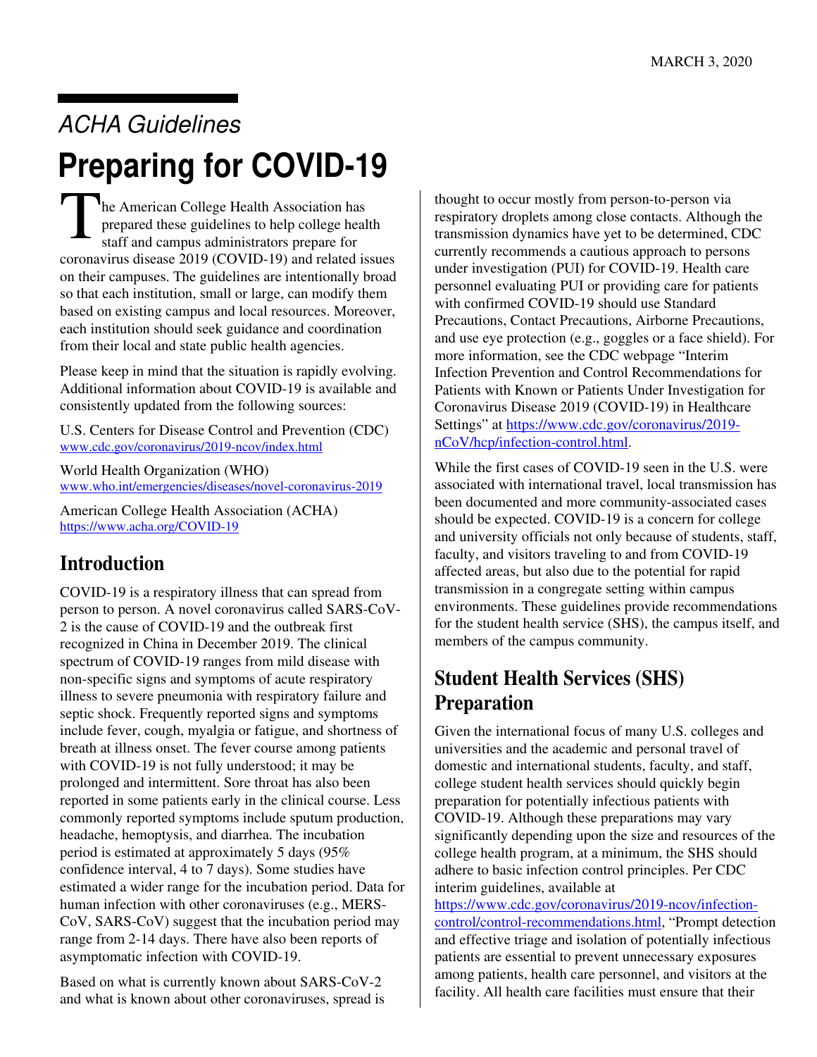MARCH 3, 2020

*ACHA Guidelines*

# Preparing for COVID-19

The American College Health Association has prepared these guidelines to help college health staff and campus administrators prepare for coronavirus disease 2019 (COVID-19) and related issues on their campuses. The guidelines are intentionally broad so that each institution, small or large, can modify them based on existing campus and local resources. Moreover, each institution should seek guidance and coordination from their local and state public health agencies.

Please keep in mind that the situation is rapidly evolving. Additional information about COVID-19 is available and consistently updated from the following sources:

U.S. Centers for Disease Control and Prevention (CDC)
www.cdc.gov/coronavirus/2019-ncov/index.html

World Health Organization (WHO)
www.who.int/emergencies/diseases/novel-coronavirus-2019

American College Health Association (ACHA)
https://www.acha.org/COVID-19

## Introduction

COVID-19 is a respiratory illness that can spread from person to person. A novel coronavirus called SARS-CoV-2 is the cause of COVID-19 and the outbreak first recognized in China in December 2019. The clinical spectrum of COVID-19 ranges from mild disease with non-specific signs and symptoms of acute respiratory illness to severe pneumonia with respiratory failure and septic shock. Frequently reported signs and symptoms include fever, cough, myalgia or fatigue, and shortness of breath at illness onset. The fever course among patients with COVID-19 is not fully understood; it may be prolonged and intermittent. Sore throat has also been reported in some patients early in the clinical course. Less commonly reported symptoms include sputum production, headache, hemoptysis, and diarrhea. The incubation period is estimated at approximately 5 days (95% confidence interval, 4 to 7 days). Some studies have estimated a wider range for the incubation period. Data for human infection with other coronaviruses (e.g., MERS-CoV, SARS-CoV) suggest that the incubation period may range from 2-14 days. There have also been reports of asymptomatic infection with COVID-19.

Based on what is currently known about SARS-CoV-2 and what is known about other coronaviruses, spread is thought to occur mostly from person-to-person via respiratory droplets among close contacts. Although the transmission dynamics have yet to be determined, CDC currently recommends a cautious approach to persons under investigation (PUI) for COVID-19. Health care personnel evaluating PUI or providing care for patients with confirmed COVID-19 should use Standard Precautions, Contact Precautions, Airborne Precautions, and use eye protection (e.g., goggles or a face shield). For more information, see the CDC webpage "Interim Infection Prevention and Control Recommendations for Patients with Known or Patients Under Investigation for Coronavirus Disease 2019 (COVID-19) in Healthcare Settings" at https://www.cdc.gov/coronavirus/2019-nCoV/hcp/infection-control.html.

While the first cases of COVID-19 seen in the U.S. were associated with international travel, local transmission has been documented and more community-associated cases should be expected. COVID-19 is a concern for college and university officials not only because of students, staff, faculty, and visitors traveling to and from COVID-19 affected areas, but also due to the potential for rapid transmission in a congregate setting within campus environments. These guidelines provide recommendations for the student health service (SHS), the campus itself, and members of the campus community.

## Student Health Services (SHS) Preparation

Given the international focus of many U.S. colleges and universities and the academic and personal travel of domestic and international students, faculty, and staff, college student health services should quickly begin preparation for potentially infectious patients with COVID-19. Although these preparations may vary significantly depending upon the size and resources of the college health program, at a minimum, the SHS should adhere to basic infection control principles. Per CDC interim guidelines, available at https://www.cdc.gov/coronavirus/2019-ncov/infection-control/control-recommendations.html, "Prompt detection and effective triage and isolation of potentially infectious patients are essential to prevent unnecessary exposures among patients, health care personnel, and visitors at the facility. All health care facilities must ensure that their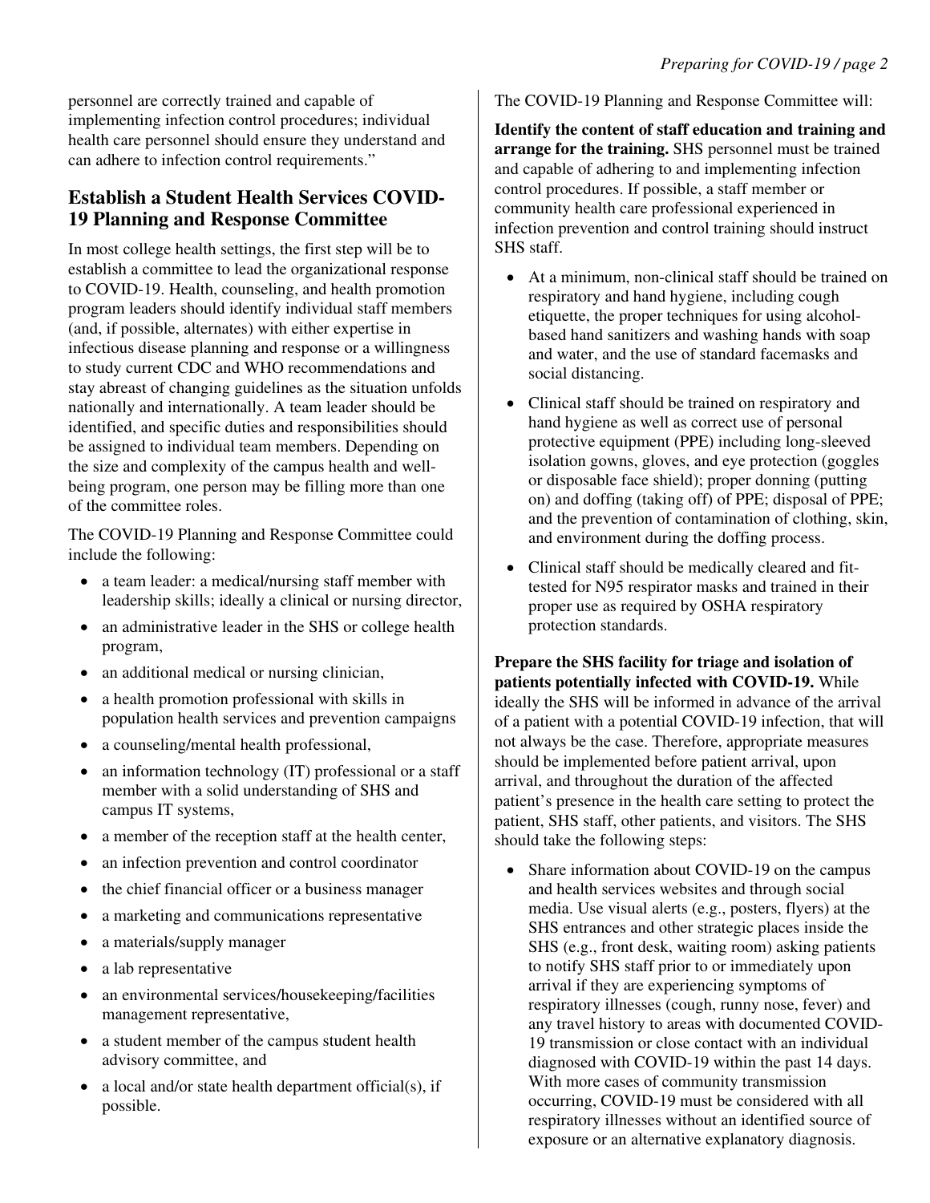personnel are correctly trained and capable of implementing infection control procedures; individual health care personnel should ensure they understand and can adhere to infection control requirements."

## Establish a Student Health Services COVID-19 Planning and Response Committee

In most college health settings, the first step will be to establish a committee to lead the organizational response to COVID-19. Health, counseling, and health promotion program leaders should identify individual staff members (and, if possible, alternates) with either expertise in infectious disease planning and response or a willingness to study current CDC and WHO recommendations and stay abreast of changing guidelines as the situation unfolds nationally and internationally. A team leader should be identified, and specific duties and responsibilities should be assigned to individual team members. Depending on the size and complexity of the campus health and well-being program, one person may be filling more than one of the committee roles.

The COVID-19 Planning and Response Committee could include the following:

- a team leader: a medical/nursing staff member with leadership skills; ideally a clinical or nursing director,
- an administrative leader in the SHS or college health program,
- an additional medical or nursing clinician,
- a health promotion professional with skills in population health services and prevention campaigns
- a counseling/mental health professional,
- an information technology (IT) professional or a staff member with a solid understanding of SHS and campus IT systems,
- a member of the reception staff at the health center,
- an infection prevention and control coordinator
- the chief financial officer or a business manager
- a marketing and communications representative
- a materials/supply manager
- a lab representative
- an environmental services/housekeeping/facilities management representative,
- a student member of the campus student health advisory committee, and
- a local and/or state health department official(s), if possible.

The COVID-19 Planning and Response Committee will:

**Identify the content of staff education and training and arrange for the training.** SHS personnel must be trained and capable of adhering to and implementing infection control procedures. If possible, a staff member or community health care professional experienced in infection prevention and control training should instruct SHS staff.

- At a minimum, non-clinical staff should be trained on respiratory and hand hygiene, including cough etiquette, the proper techniques for using alcohol-based hand sanitizers and washing hands with soap and water, and the use of standard facemasks and social distancing.
- Clinical staff should be trained on respiratory and hand hygiene as well as correct use of personal protective equipment (PPE) including long-sleeved isolation gowns, gloves, and eye protection (goggles or disposable face shield); proper donning (putting on) and doffing (taking off) of PPE; disposal of PPE; and the prevention of contamination of clothing, skin, and environment during the doffing process.
- Clinical staff should be medically cleared and fit-tested for N95 respirator masks and trained in their proper use as required by OSHA respiratory protection standards.

**Prepare the SHS facility for triage and isolation of patients potentially infected with COVID-19.** While ideally the SHS will be informed in advance of the arrival of a patient with a potential COVID-19 infection, that will not always be the case. Therefore, appropriate measures should be implemented before patient arrival, upon arrival, and throughout the duration of the affected patient's presence in the health care setting to protect the patient, SHS staff, other patients, and visitors. The SHS should take the following steps:

- Share information about COVID-19 on the campus and health services websites and through social media. Use visual alerts (e.g., posters, flyers) at the SHS entrances and other strategic places inside the SHS (e.g., front desk, waiting room) asking patients to notify SHS staff prior to or immediately upon arrival if they are experiencing symptoms of respiratory illnesses (cough, runny nose, fever) and any travel history to areas with documented COVID-19 transmission or close contact with an individual diagnosed with COVID-19 within the past 14 days. With more cases of community transmission occurring, COVID-19 must be considered with all respiratory illnesses without an identified source of exposure or an alternative explanatory diagnosis.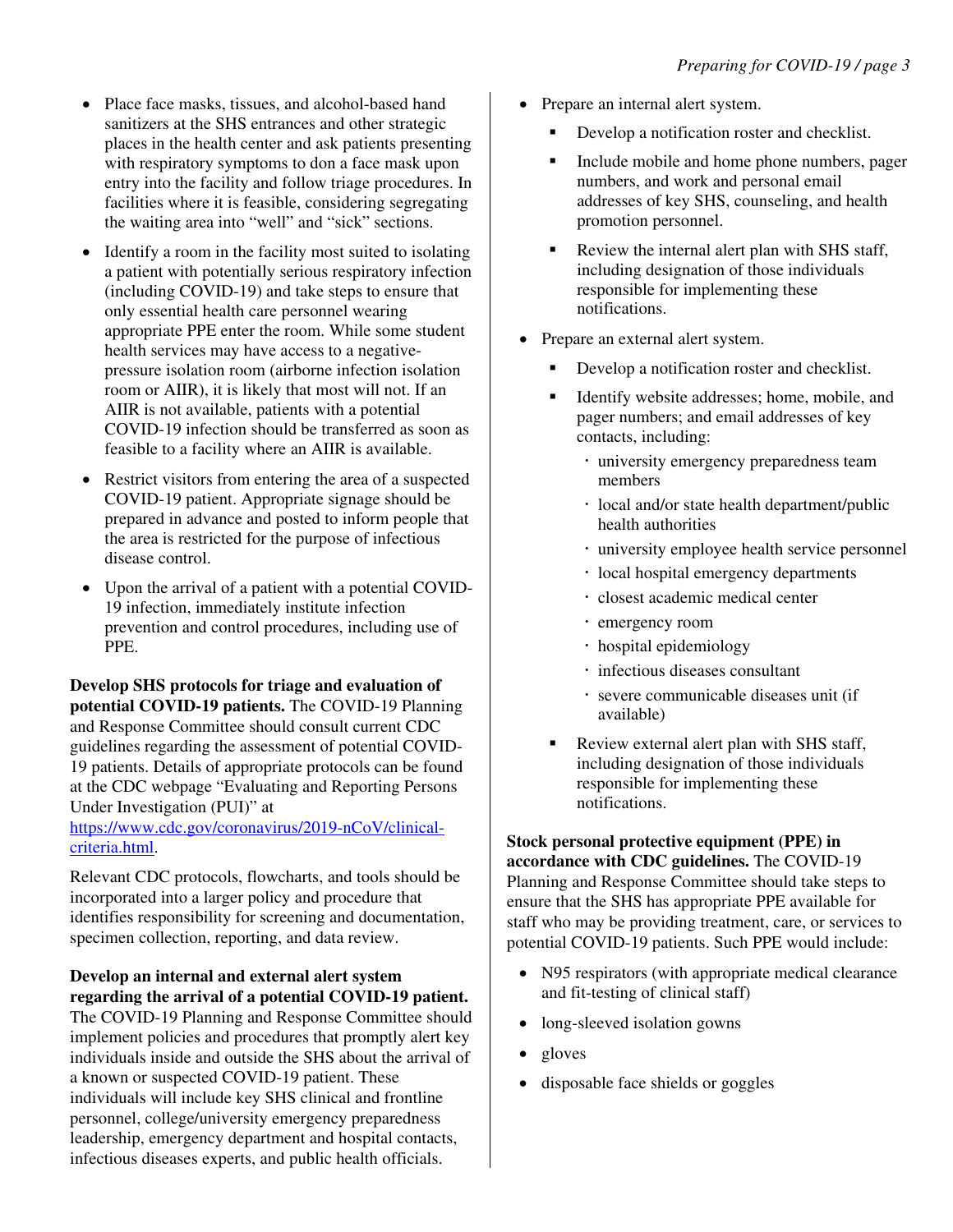- Place face masks, tissues, and alcohol-based hand sanitizers at the SHS entrances and other strategic places in the health center and ask patients presenting with respiratory symptoms to don a face mask upon entry into the facility and follow triage procedures. In facilities where it is feasible, considering segregating the waiting area into "well" and "sick" sections.
- Identify a room in the facility most suited to isolating a patient with potentially serious respiratory infection (including COVID-19) and take steps to ensure that only essential health care personnel wearing appropriate PPE enter the room. While some student health services may have access to a negative-pressure isolation room (airborne infection isolation room or AIIR), it is likely that most will not. If an AIIR is not available, patients with a potential COVID-19 infection should be transferred as soon as feasible to a facility where an AIIR is available.
- Restrict visitors from entering the area of a suspected COVID-19 patient. Appropriate signage should be prepared in advance and posted to inform people that the area is restricted for the purpose of infectious disease control.
- Upon the arrival of a patient with a potential COVID-19 infection, immediately institute infection prevention and control procedures, including use of PPE.

**Develop SHS protocols for triage and evaluation of potential COVID-19 patients.** The COVID-19 Planning and Response Committee should consult current CDC guidelines regarding the assessment of potential COVID-19 patients. Details of appropriate protocols can be found at the CDC webpage "Evaluating and Reporting Persons Under Investigation (PUI)" at https://www.cdc.gov/coronavirus/2019-nCoV/clinical-criteria.html.

Relevant CDC protocols, flowcharts, and tools should be incorporated into a larger policy and procedure that identifies responsibility for screening and documentation, specimen collection, reporting, and data review.

**Develop an internal and external alert system regarding the arrival of a potential COVID-19 patient.** The COVID-19 Planning and Response Committee should implement policies and procedures that promptly alert key individuals inside and outside the SHS about the arrival of a known or suspected COVID-19 patient. These individuals will include key SHS clinical and frontline personnel, college/university emergency preparedness leadership, emergency department and hospital contacts, infectious diseases experts, and public health officials.

- Prepare an internal alert system.
  - Develop a notification roster and checklist.
  - Include mobile and home phone numbers, pager numbers, and work and personal email addresses of key SHS, counseling, and health promotion personnel.
  - Review the internal alert plan with SHS staff, including designation of those individuals responsible for implementing these notifications.
- Prepare an external alert system.
  - Develop a notification roster and checklist.
  - Identify website addresses; home, mobile, and pager numbers; and email addresses of key contacts, including:
    - university emergency preparedness team members
    - local and/or state health department/public health authorities
    - university employee health service personnel
    - local hospital emergency departments
    - closest academic medical center
    - emergency room
    - hospital epidemiology
    - infectious diseases consultant
    - severe communicable diseases unit (if available)
  - Review external alert plan with SHS staff, including designation of those individuals responsible for implementing these notifications.

**Stock personal protective equipment (PPE) in accordance with CDC guidelines.** The COVID-19 Planning and Response Committee should take steps to ensure that the SHS has appropriate PPE available for staff who may be providing treatment, care, or services to potential COVID-19 patients. Such PPE would include:

- N95 respirators (with appropriate medical clearance and fit-testing of clinical staff)
- long-sleeved isolation gowns
- gloves
- disposable face shields or goggles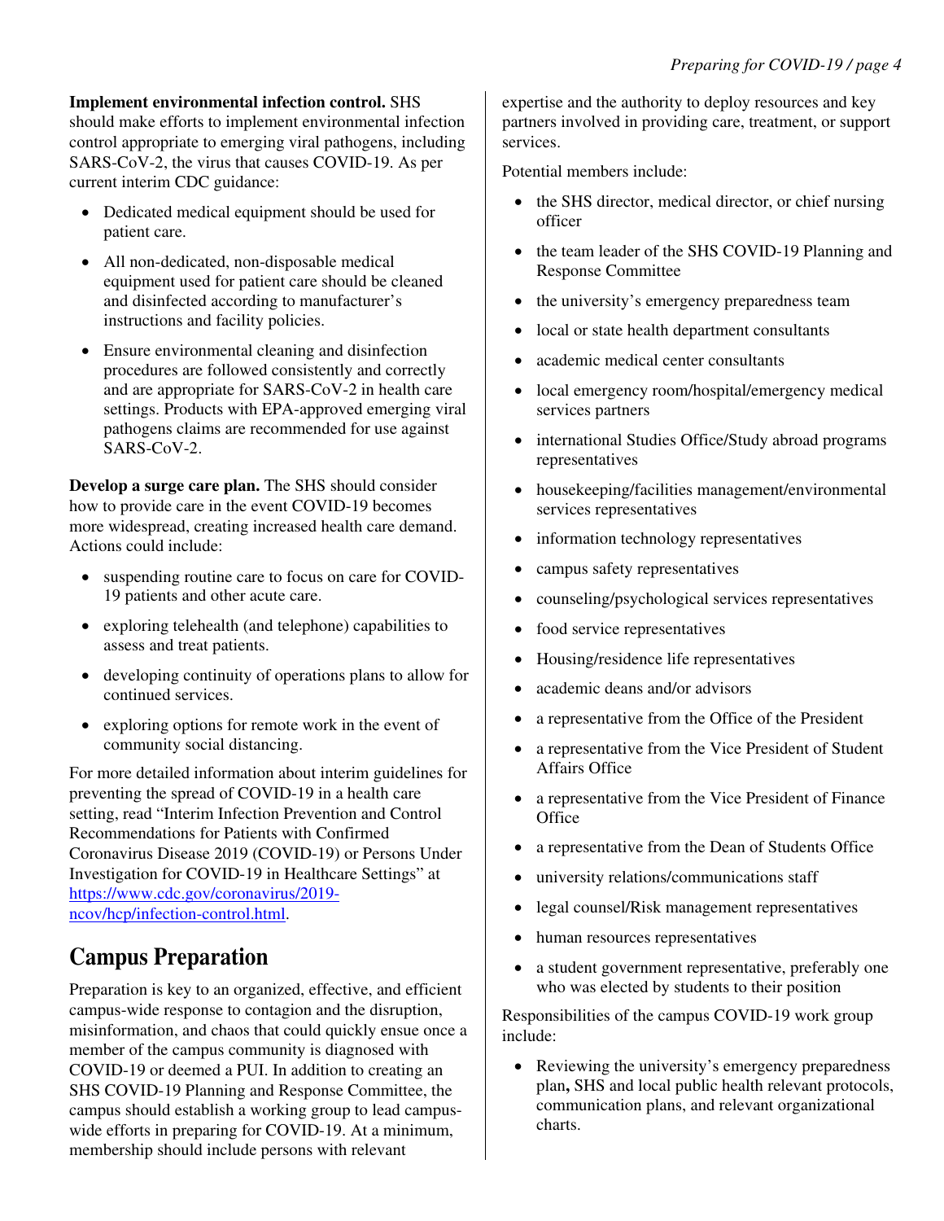**Implement environmental infection control.** SHS should make efforts to implement environmental infection control appropriate to emerging viral pathogens, including SARS-CoV-2, the virus that causes COVID-19. As per current interim CDC guidance:

- Dedicated medical equipment should be used for patient care.
- All non-dedicated, non-disposable medical equipment used for patient care should be cleaned and disinfected according to manufacturer's instructions and facility policies.
- Ensure environmental cleaning and disinfection procedures are followed consistently and correctly and are appropriate for SARS-CoV-2 in health care settings. Products with EPA-approved emerging viral pathogens claims are recommended for use against SARS-CoV-2.

**Develop a surge care plan.** The SHS should consider how to provide care in the event COVID-19 becomes more widespread, creating increased health care demand. Actions could include:

- suspending routine care to focus on care for COVID-19 patients and other acute care.
- exploring telehealth (and telephone) capabilities to assess and treat patients.
- developing continuity of operations plans to allow for continued services.
- exploring options for remote work in the event of community social distancing.

For more detailed information about interim guidelines for preventing the spread of COVID-19 in a health care setting, read "Interim Infection Prevention and Control Recommendations for Patients with Confirmed Coronavirus Disease 2019 (COVID-19) or Persons Under Investigation for COVID-19 in Healthcare Settings" at https://www.cdc.gov/coronavirus/2019-ncov/hcp/infection-control.html.

## Campus Preparation

Preparation is key to an organized, effective, and efficient campus-wide response to contagion and the disruption, misinformation, and chaos that could quickly ensue once a member of the campus community is diagnosed with COVID-19 or deemed a PUI. In addition to creating an SHS COVID-19 Planning and Response Committee, the campus should establish a working group to lead campus-wide efforts in preparing for COVID-19. At a minimum, membership should include persons with relevant expertise and the authority to deploy resources and key partners involved in providing care, treatment, or support services.

Potential members include:

- the SHS director, medical director, or chief nursing officer
- the team leader of the SHS COVID-19 Planning and Response Committee
- the university's emergency preparedness team
- local or state health department consultants
- academic medical center consultants
- local emergency room/hospital/emergency medical services partners
- international Studies Office/Study abroad programs representatives
- housekeeping/facilities management/environmental services representatives
- information technology representatives
- campus safety representatives
- counseling/psychological services representatives
- food service representatives
- Housing/residence life representatives
- academic deans and/or advisors
- a representative from the Office of the President
- a representative from the Vice President of Student Affairs Office
- a representative from the Vice President of Finance Office
- a representative from the Dean of Students Office
- university relations/communications staff
- legal counsel/Risk management representatives
- human resources representatives
- a student government representative, preferably one who was elected by students to their position

Responsibilities of the campus COVID-19 work group include:

- Reviewing the university's emergency preparedness plan**,** SHS and local public health relevant protocols, communication plans, and relevant organizational charts.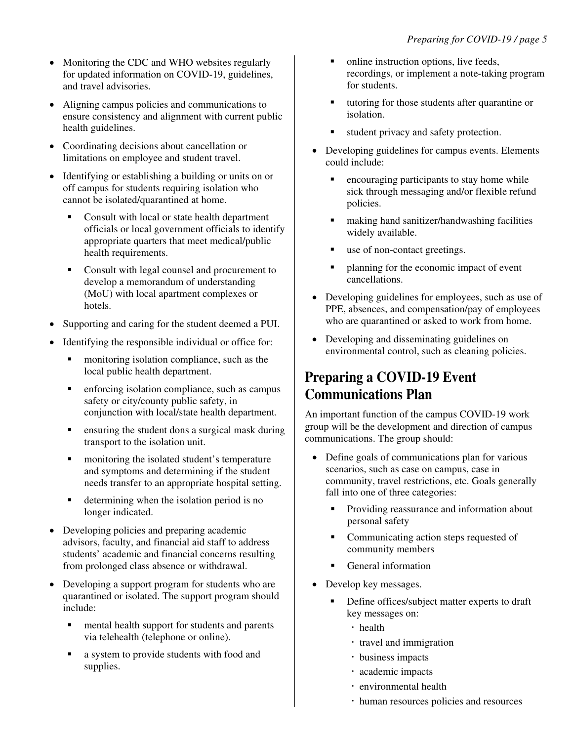- Monitoring the CDC and WHO websites regularly for updated information on COVID-19, guidelines, and travel advisories.
- Aligning campus policies and communications to ensure consistency and alignment with current public health guidelines.
- Coordinating decisions about cancellation or limitations on employee and student travel.
- Identifying or establishing a building or units on or off campus for students requiring isolation who cannot be isolated/quarantined at home.
  - Consult with local or state health department officials or local government officials to identify appropriate quarters that meet medical/public health requirements.
  - Consult with legal counsel and procurement to develop a memorandum of understanding (MoU) with local apartment complexes or hotels.
- Supporting and caring for the student deemed a PUI.
- Identifying the responsible individual or office for:
  - monitoring isolation compliance, such as the local public health department.
  - enforcing isolation compliance, such as campus safety or city/county public safety, in conjunction with local/state health department.
  - ensuring the student dons a surgical mask during transport to the isolation unit.
  - monitoring the isolated student's temperature and symptoms and determining if the student needs transfer to an appropriate hospital setting.
  - determining when the isolation period is no longer indicated.
- Developing policies and preparing academic advisors, faculty, and financial aid staff to address students' academic and financial concerns resulting from prolonged class absence or withdrawal.
- Developing a support program for students who are quarantined or isolated. The support program should include:
  - mental health support for students and parents via telehealth (telephone or online).
  - a system to provide students with food and supplies.
  - online instruction options, live feeds, recordings, or implement a note-taking program for students.
  - tutoring for those students after quarantine or isolation.
  - student privacy and safety protection.
- Developing guidelines for campus events. Elements could include:
  - encouraging participants to stay home while sick through messaging and/or flexible refund policies.
  - making hand sanitizer/handwashing facilities widely available.
  - use of non-contact greetings.
  - planning for the economic impact of event cancellations.
- Developing guidelines for employees, such as use of PPE, absences, and compensation/pay of employees who are quarantined or asked to work from home.
- Developing and disseminating guidelines on environmental control, such as cleaning policies.

## Preparing a COVID-19 Event Communications Plan

An important function of the campus COVID-19 work group will be the development and direction of campus communications. The group should:

- Define goals of communications plan for various scenarios, such as case on campus, case in community, travel restrictions, etc. Goals generally fall into one of three categories:
  - Providing reassurance and information about personal safety
  - Communicating action steps requested of community members
  - General information
- Develop key messages.
  - Define offices/subject matter experts to draft key messages on:
    - health
    - travel and immigration
    - business impacts
    - academic impacts
    - environmental health
    - human resources policies and resources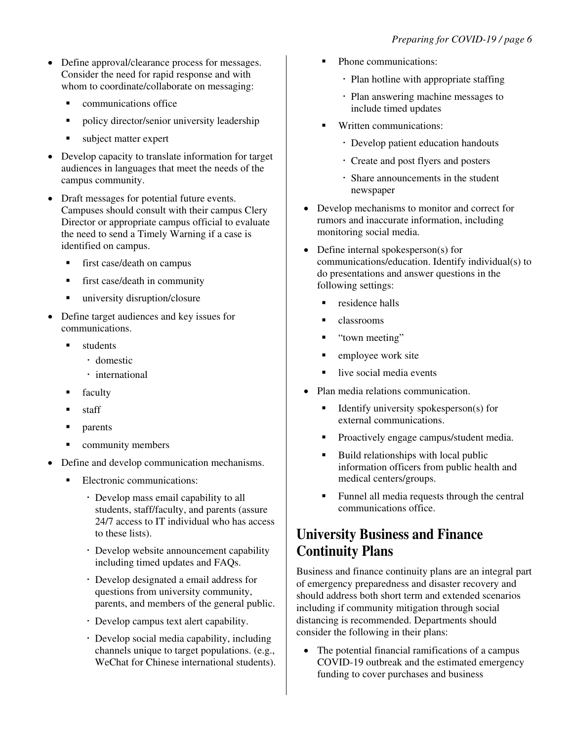- Define approval/clearance process for messages. Consider the need for rapid response and with whom to coordinate/collaborate on messaging:
  - communications office
  - policy director/senior university leadership
  - subject matter expert
- Develop capacity to translate information for target audiences in languages that meet the needs of the campus community.
- Draft messages for potential future events. Campuses should consult with their campus Clery Director or appropriate campus official to evaluate the need to send a Timely Warning if a case is identified on campus.
  - first case/death on campus
  - first case/death in community
  - university disruption/closure
- Define target audiences and key issues for communications.
  - students
    - domestic
    - international
  - faculty
  - staff
  - parents
  - community members
- Define and develop communication mechanisms.
  - Electronic communications:
    - Develop mass email capability to all students, staff/faculty, and parents (assure 24/7 access to IT individual who has access to these lists).
    - Develop website announcement capability including timed updates and FAQs.
    - Develop designated a email address for questions from university community, parents, and members of the general public.
    - Develop campus text alert capability.
    - Develop social media capability, including channels unique to target populations. (e.g., WeChat for Chinese international students).
  - Phone communications:
    - Plan hotline with appropriate staffing
    - Plan answering machine messages to include timed updates
  - Written communications:
    - Develop patient education handouts
    - Create and post flyers and posters
    - Share announcements in the student newspaper
- Develop mechanisms to monitor and correct for rumors and inaccurate information, including monitoring social media.
- Define internal spokesperson(s) for communications/education. Identify individual(s) to do presentations and answer questions in the following settings:
  - residence halls
  - classrooms
  - "town meeting"
  - employee work site
  - live social media events
- Plan media relations communication.
  - Identify university spokesperson(s) for external communications.
  - Proactively engage campus/student media.
  - Build relationships with local public information officers from public health and medical centers/groups.
  - Funnel all media requests through the central communications office.

## University Business and Finance Continuity Plans

Business and finance continuity plans are an integral part of emergency preparedness and disaster recovery and should address both short term and extended scenarios including if community mitigation through social distancing is recommended. Departments should consider the following in their plans:

- The potential financial ramifications of a campus COVID-19 outbreak and the estimated emergency funding to cover purchases and business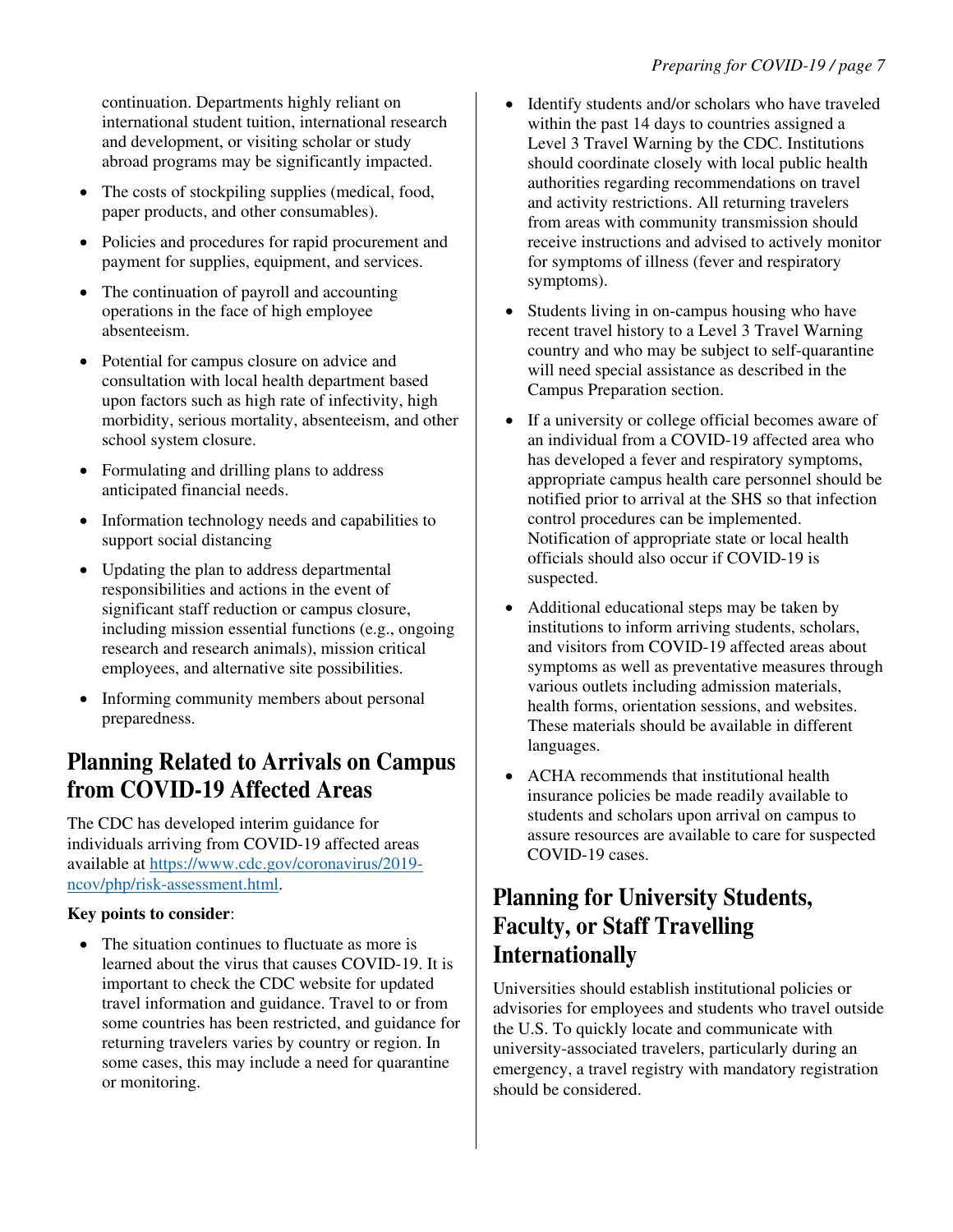continuation. Departments highly reliant on international student tuition, international research and development, or visiting scholar or study abroad programs may be significantly impacted.

- The costs of stockpiling supplies (medical, food, paper products, and other consumables).
- Policies and procedures for rapid procurement and payment for supplies, equipment, and services.
- The continuation of payroll and accounting operations in the face of high employee absenteeism.
- Potential for campus closure on advice and consultation with local health department based upon factors such as high rate of infectivity, high morbidity, serious mortality, absenteeism, and other school system closure.
- Formulating and drilling plans to address anticipated financial needs.
- Information technology needs and capabilities to support social distancing
- Updating the plan to address departmental responsibilities and actions in the event of significant staff reduction or campus closure, including mission essential functions (e.g., ongoing research and research animals), mission critical employees, and alternative site possibilities.
- Informing community members about personal preparedness.

## Planning Related to Arrivals on Campus from COVID-19 Affected Areas

The CDC has developed interim guidance for individuals arriving from COVID-19 affected areas available at [https://www.cdc.gov/coronavirus/2019-ncov/php/risk-assessment.html](https://www.cdc.gov/coronavirus/2019-ncov/php/risk-assessment.html).

**Key points to consider**:

- The situation continues to fluctuate as more is learned about the virus that causes COVID-19. It is important to check the CDC website for updated travel information and guidance. Travel to or from some countries has been restricted, and guidance for returning travelers varies by country or region. In some cases, this may include a need for quarantine or monitoring.
- Identify students and/or scholars who have traveled within the past 14 days to countries assigned a Level 3 Travel Warning by the CDC. Institutions should coordinate closely with local public health authorities regarding recommendations on travel and activity restrictions. All returning travelers from areas with community transmission should receive instructions and advised to actively monitor for symptoms of illness (fever and respiratory symptoms).
- Students living in on-campus housing who have recent travel history to a Level 3 Travel Warning country and who may be subject to self-quarantine will need special assistance as described in the Campus Preparation section.
- If a university or college official becomes aware of an individual from a COVID-19 affected area who has developed a fever and respiratory symptoms, appropriate campus health care personnel should be notified prior to arrival at the SHS so that infection control procedures can be implemented. Notification of appropriate state or local health officials should also occur if COVID-19 is suspected.
- Additional educational steps may be taken by institutions to inform arriving students, scholars, and visitors from COVID-19 affected areas about symptoms as well as preventative measures through various outlets including admission materials, health forms, orientation sessions, and websites. These materials should be available in different languages.
- ACHA recommends that institutional health insurance policies be made readily available to students and scholars upon arrival on campus to assure resources are available to care for suspected COVID-19 cases.

## Planning for University Students, Faculty, or Staff Travelling Internationally

Universities should establish institutional policies or advisories for employees and students who travel outside the U.S. To quickly locate and communicate with university-associated travelers, particularly during an emergency, a travel registry with mandatory registration should be considered.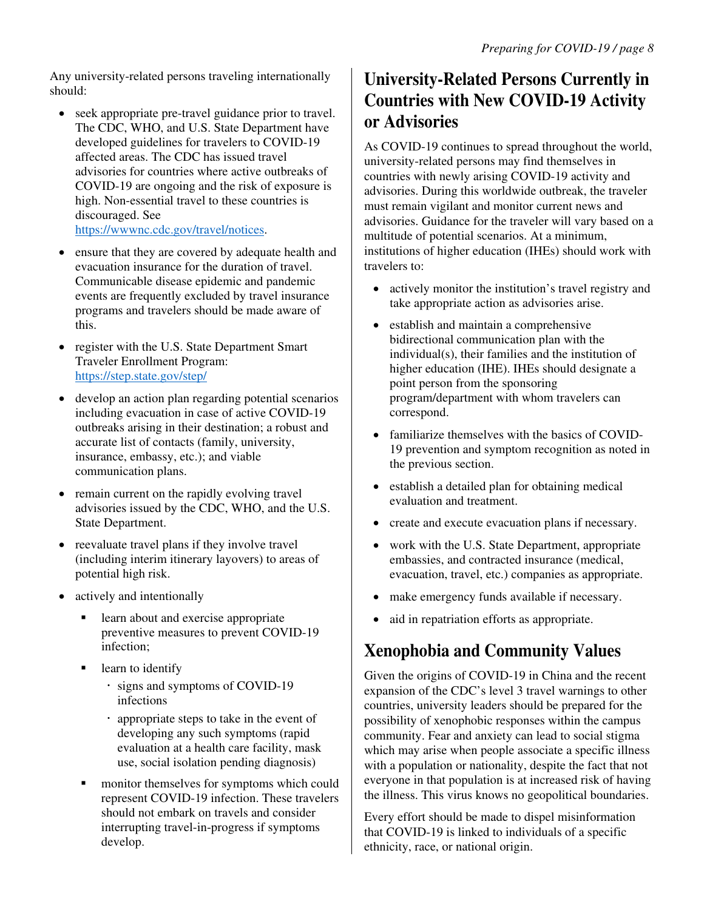Any university-related persons traveling internationally should:

- seek appropriate pre-travel guidance prior to travel. The CDC, WHO, and U.S. State Department have developed guidelines for travelers to COVID-19 affected areas. The CDC has issued travel advisories for countries where active outbreaks of COVID-19 are ongoing and the risk of exposure is high. Non-essential travel to these countries is discouraged. See [https://wwwnc.cdc.gov/travel/notices](https://wwwnc.cdc.gov/travel/notices).
- ensure that they are covered by adequate health and evacuation insurance for the duration of travel. Communicable disease epidemic and pandemic events are frequently excluded by travel insurance programs and travelers should be made aware of this.
- register with the U.S. State Department Smart Traveler Enrollment Program: [https://step.state.gov/step/](https://step.state.gov/step/)
- develop an action plan regarding potential scenarios including evacuation in case of active COVID-19 outbreaks arising in their destination; a robust and accurate list of contacts (family, university, insurance, embassy, etc.); and viable communication plans.
- remain current on the rapidly evolving travel advisories issued by the CDC, WHO, and the U.S. State Department.
- reevaluate travel plans if they involve travel (including interim itinerary layovers) to areas of potential high risk.
- actively and intentionally
  - learn about and exercise appropriate preventive measures to prevent COVID-19 infection;
  - learn to identify
    - signs and symptoms of COVID-19 infections
    - appropriate steps to take in the event of developing any such symptoms (rapid evaluation at a health care facility, mask use, social isolation pending diagnosis)
  - monitor themselves for symptoms which could represent COVID-19 infection. These travelers should not embark on travels and consider interrupting travel-in-progress if symptoms develop.

## University-Related Persons Currently in Countries with New COVID-19 Activity or Advisories

As COVID-19 continues to spread throughout the world, university-related persons may find themselves in countries with newly arising COVID-19 activity and advisories. During this worldwide outbreak, the traveler must remain vigilant and monitor current news and advisories. Guidance for the traveler will vary based on a multitude of potential scenarios. At a minimum, institutions of higher education (IHEs) should work with travelers to:

- actively monitor the institution's travel registry and take appropriate action as advisories arise.
- establish and maintain a comprehensive bidirectional communication plan with the individual(s), their families and the institution of higher education (IHE). IHEs should designate a point person from the sponsoring program/department with whom travelers can correspond.
- familiarize themselves with the basics of COVID-19 prevention and symptom recognition as noted in the previous section.
- establish a detailed plan for obtaining medical evaluation and treatment.
- create and execute evacuation plans if necessary.
- work with the U.S. State Department, appropriate embassies, and contracted insurance (medical, evacuation, travel, etc.) companies as appropriate.
- make emergency funds available if necessary.
- aid in repatriation efforts as appropriate.

## Xenophobia and Community Values

Given the origins of COVID-19 in China and the recent expansion of the CDC's level 3 travel warnings to other countries, university leaders should be prepared for the possibility of xenophobic responses within the campus community. Fear and anxiety can lead to social stigma which may arise when people associate a specific illness with a population or nationality, despite the fact that not everyone in that population is at increased risk of having the illness. This virus knows no geopolitical boundaries.

Every effort should be made to dispel misinformation that COVID-19 is linked to individuals of a specific ethnicity, race, or national origin.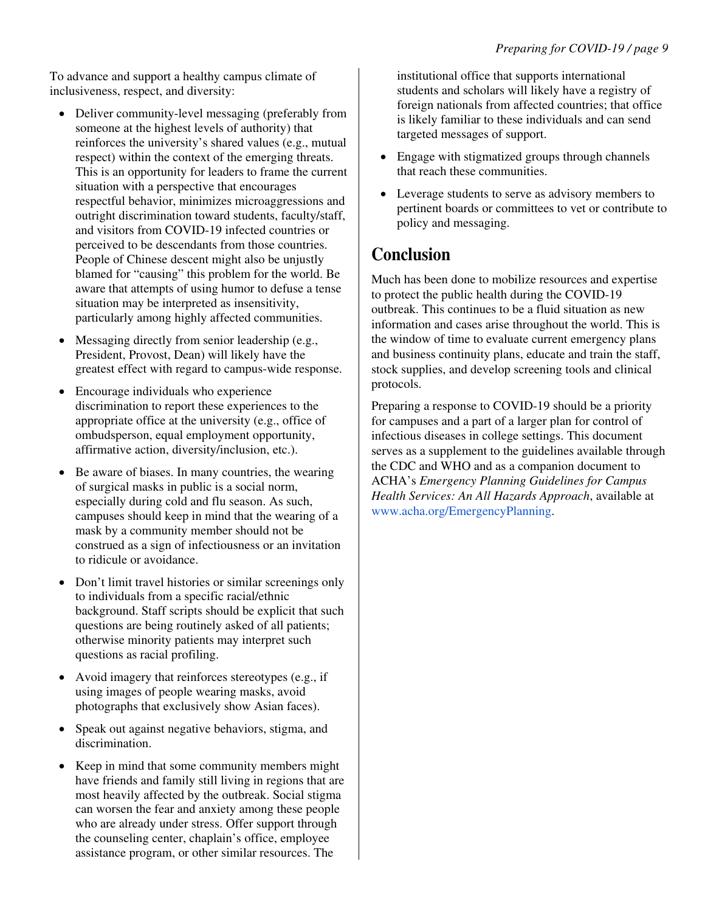To advance and support a healthy campus climate of inclusiveness, respect, and diversity:

- Deliver community-level messaging (preferably from someone at the highest levels of authority) that reinforces the university's shared values (e.g., mutual respect) within the context of the emerging threats. This is an opportunity for leaders to frame the current situation with a perspective that encourages respectful behavior, minimizes microaggressions and outright discrimination toward students, faculty/staff, and visitors from COVID-19 infected countries or perceived to be descendants from those countries. People of Chinese descent might also be unjustly blamed for "causing" this problem for the world. Be aware that attempts of using humor to defuse a tense situation may be interpreted as insensitivity, particularly among highly affected communities.
- Messaging directly from senior leadership (e.g., President, Provost, Dean) will likely have the greatest effect with regard to campus-wide response.
- Encourage individuals who experience discrimination to report these experiences to the appropriate office at the university (e.g., office of ombudsperson, equal employment opportunity, affirmative action, diversity/inclusion, etc.).
- Be aware of biases. In many countries, the wearing of surgical masks in public is a social norm, especially during cold and flu season. As such, campuses should keep in mind that the wearing of a mask by a community member should not be construed as a sign of infectiousness or an invitation to ridicule or avoidance.
- Don't limit travel histories or similar screenings only to individuals from a specific racial/ethnic background. Staff scripts should be explicit that such questions are being routinely asked of all patients; otherwise minority patients may interpret such questions as racial profiling.
- Avoid imagery that reinforces stereotypes (e.g., if using images of people wearing masks, avoid photographs that exclusively show Asian faces).
- Speak out against negative behaviors, stigma, and discrimination.
- Keep in mind that some community members might have friends and family still living in regions that are most heavily affected by the outbreak. Social stigma can worsen the fear and anxiety among these people who are already under stress. Offer support through the counseling center, chaplain's office, employee assistance program, or other similar resources. The institutional office that supports international students and scholars will likely have a registry of foreign nationals from affected countries; that office is likely familiar to these individuals and can send targeted messages of support.
- Engage with stigmatized groups through channels that reach these communities.
- Leverage students to serve as advisory members to pertinent boards or committees to vet or contribute to policy and messaging.

## Conclusion

Much has been done to mobilize resources and expertise to protect the public health during the COVID-19 outbreak. This continues to be a fluid situation as new information and cases arise throughout the world. This is the window of time to evaluate current emergency plans and business continuity plans, educate and train the staff, stock supplies, and develop screening tools and clinical protocols.

Preparing a response to COVID-19 should be a priority for campuses and a part of a larger plan for control of infectious diseases in college settings. This document serves as a supplement to the guidelines available through the CDC and WHO and as a companion document to ACHA's *Emergency Planning Guidelines for Campus Health Services: An All Hazards Approach*, available at www.acha.org/EmergencyPlanning.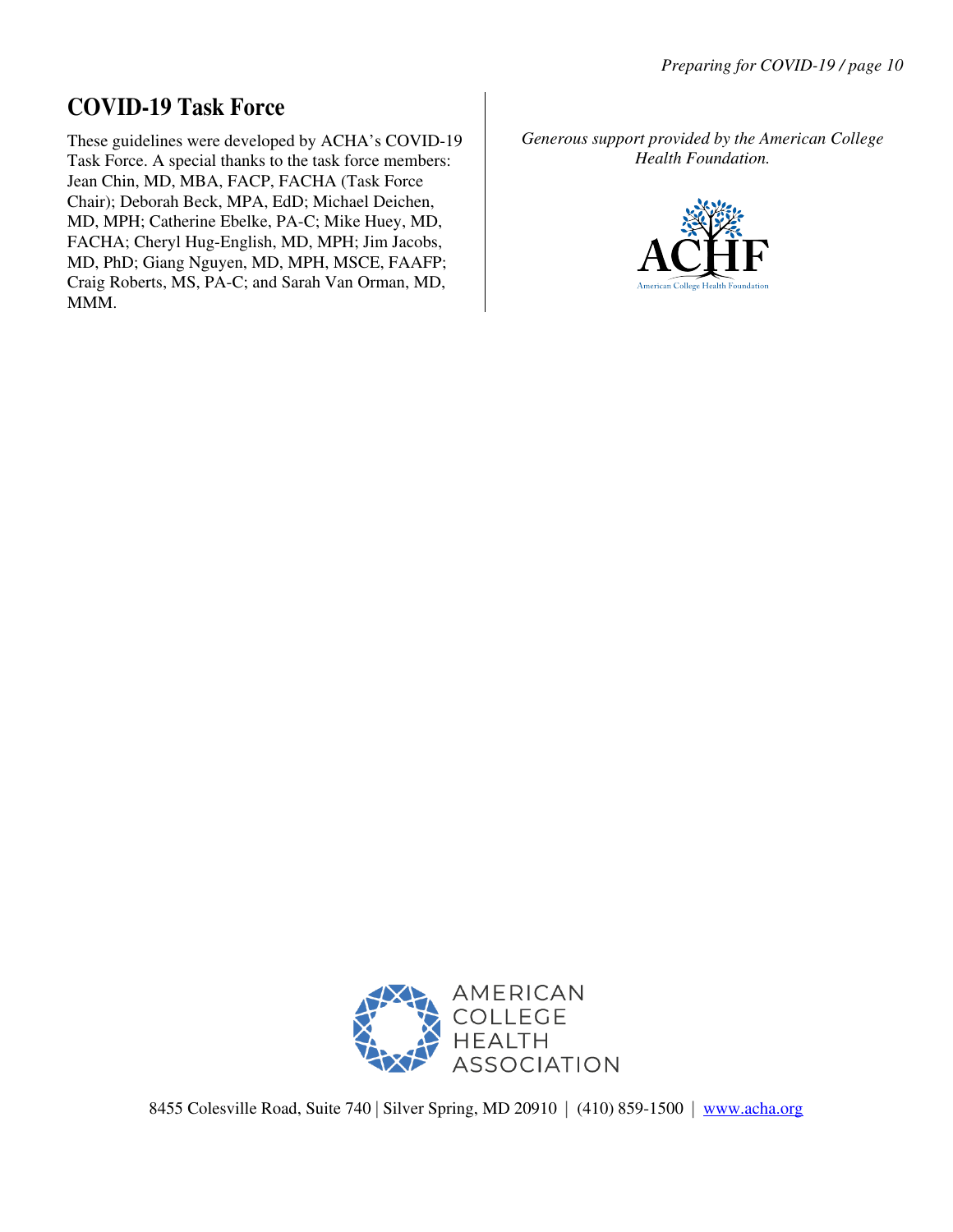## COVID-19 Task Force

These guidelines were developed by ACHA's COVID-19 Task Force. A special thanks to the task force members: Jean Chin, MD, MBA, FACP, FACHA (Task Force Chair); Deborah Beck, MPA, EdD; Michael Deichen, MD, MPH; Catherine Ebelke, PA-C; Mike Huey, MD, FACHA; Cheryl Hug-English, MD, MPH; Jim Jacobs, MD, PhD; Giang Nguyen, MD, MPH, MSCE, FAAFP; Craig Roberts, MS, PA-C; and Sarah Van Orman, MD, MMM.

*Generous support provided by the American College Health Foundation.*

ACHF
American College Health Foundation

AMERICAN COLLEGE HEALTH ASSOCIATION

8455 Colesville Road, Suite 740 | Silver Spring, MD 20910 | (410) 859-1500 | www.acha.org